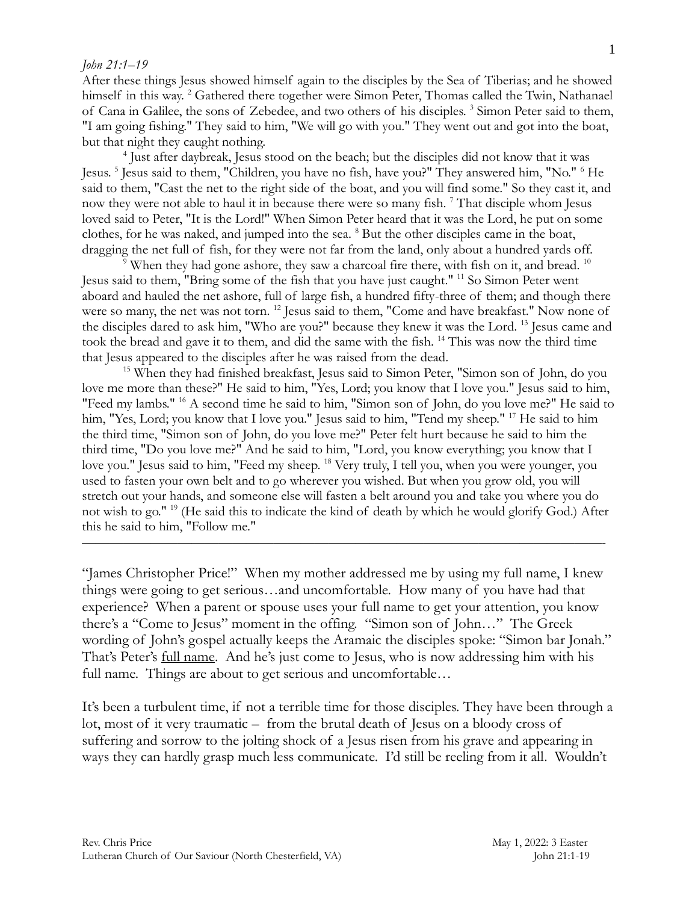*John 21:1–19*

After these things Jesus showed himself again to the disciples by the Sea of Tiberias; and he showed himself in this way. [2] Gathered there together were Simon Peter, Thomas called the Twin, Nathanael of Cana in Galilee, the sons of Zebedee, and two others of his disciples. [3] Simon Peter said to them, "I am going fishing." They said to him, "We will go with you." They went out and got into the boat, but that night they caught nothing.

[4] Just after daybreak, Jesus stood on the beach; but the disciples did not know that it was Jesus. [5] Jesus said to them, "Children, you have no fish, have you?" They answered him, "No." [6] He said to them, "Cast the net to the right side of the boat, and you will find some." So they cast it, and now they were not able to haul it in because there were so many fish. [7] That disciple whom Jesus loved said to Peter, "It is the Lord!" When Simon Peter heard that it was the Lord, he put on some clothes, for he was naked, and jumped into the sea. [8] But the other disciples came in the boat, dragging the net full of fish, for they were not far from the land, only about a hundred yards off.

[9] When they had gone ashore, they saw a charcoal fire there, with fish on it, and bread. [10] Jesus said to them, "Bring some of the fish that you have just caught." [11] So Simon Peter went aboard and hauled the net ashore, full of large fish, a hundred fifty-three of them; and though there were so many, the net was not torn. [12] Jesus said to them, "Come and have breakfast." Now none of the disciples dared to ask him, "Who are you?" because they knew it was the Lord. [13] Jesus came and took the bread and gave it to them, and did the same with the fish. [14] This was now the third time that Jesus appeared to the disciples after he was raised from the dead.

[15] When they had finished breakfast, Jesus said to Simon Peter, "Simon son of John, do you love me more than these?" He said to him, "Yes, Lord; you know that I love you." Jesus said to him, "Feed my lambs." [16] A second time he said to him, "Simon son of John, do you love me?" He said to him, "Yes, Lord; you know that I love you." Jesus said to him, "Tend my sheep." [17] He said to him the third time, "Simon son of John, do you love me?" Peter felt hurt because he said to him the third time, "Do you love me?" And he said to him, "Lord, you know everything; you know that I love you." Jesus said to him, "Feed my sheep. [18] Very truly, I tell you, when you were younger, you used to fasten your own belt and to go wherever you wished. But when you grow old, you will stretch out your hands, and someone else will fasten a belt around you and take you where you do not wish to go." [19] (He said this to indicate the kind of death by which he would glorify God.) After this he said to him, "Follow me."

---

"James Christopher Price!" When my mother addressed me by using my full name, I knew things were going to get serious…and uncomfortable. How many of you have had that experience? When a parent or spouse uses your full name to get your attention, you know there's a "Come to Jesus" moment in the offing. "Simon son of John…" The Greek wording of John's gospel actually keeps the Aramaic the disciples spoke: "Simon bar Jonah." That's Peter's full name. And he's just come to Jesus, who is now addressing him with his full name. Things are about to get serious and uncomfortable…

It's been a turbulent time, if not a terrible time for those disciples. They have been through a lot, most of it very traumatic – from the brutal death of Jesus on a bloody cross of suffering and sorrow to the jolting shock of a Jesus risen from his grave and appearing in ways they can hardly grasp much less communicate. I'd still be reeling from it all. Wouldn't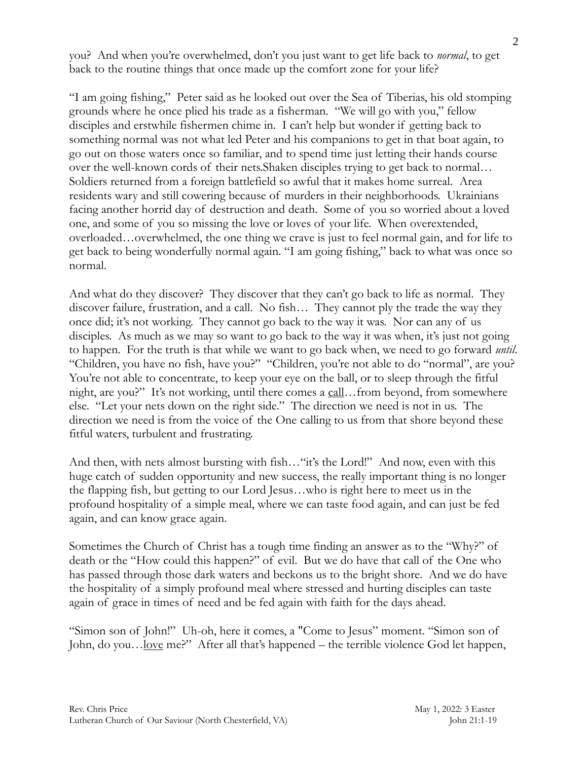you? And when you're overwhelmed, don't you just want to get life back to *normal*, to get back to the routine things that once made up the comfort zone for your life?

"I am going fishing," Peter said as he looked out over the Sea of Tiberias, his old stomping grounds where he once plied his trade as a fisherman. "We will go with you," fellow disciples and erstwhile fishermen chime in. I can't help but wonder if getting back to something normal was not what led Peter and his companions to get in that boat again, to go out on those waters once so familiar, and to spend time just letting their hands course over the well-known cords of their nets.Shaken disciples trying to get back to normal… Soldiers returned from a foreign battlefield so awful that it makes home surreal. Area residents wary and still cowering because of murders in their neighborhoods. Ukrainians facing another horrid day of destruction and death. Some of you so worried about a loved one, and some of you so missing the love or loves of your life. When overextended, overloaded…overwhelmed, the one thing we crave is just to feel normal gain, and for life to get back to being wonderfully normal again. "I am going fishing," back to what was once so normal.

And what do they discover? They discover that they can't go back to life as normal. They discover failure, frustration, and a call. No fish… They cannot ply the trade the way they once did; it's not working. They cannot go back to the way it was. Nor can any of us disciples. As much as we may so want to go back to the way it was when, it's just not going to happen. For the truth is that while we want to go back when, we need to go forward *until*. "Children, you have no fish, have you?" "Children, you're not able to do "normal", are you? You're not able to concentrate, to keep your eye on the ball, or to sleep through the fitful night, are you?" It's not working, until there comes a <u>call</u>…from beyond, from somewhere else. "Let your nets down on the right side." The direction we need is not in us. The direction we need is from the voice of the One calling to us from that shore beyond these fitful waters, turbulent and frustrating.

And then, with nets almost bursting with fish…"it's the Lord!" And now, even with this huge catch of sudden opportunity and new success, the really important thing is no longer the flapping fish, but getting to our Lord Jesus…who is right here to meet us in the profound hospitality of a simple meal, where we can taste food again, and can just be fed again, and can know grace again.

Sometimes the Church of Christ has a tough time finding an answer as to the "Why?" of death or the "How could this happen?" of evil. But we do have that call of the One who has passed through those dark waters and beckons us to the bright shore. And we do have the hospitality of a simply profound meal where stressed and hurting disciples can taste again of grace in times of need and be fed again with faith for the days ahead.

"Simon son of John!" Uh-oh, here it comes, a "Come to Jesus" moment. "Simon son of John, do you…<u>love</u> me?" After all that's happened – the terrible violence God let happen,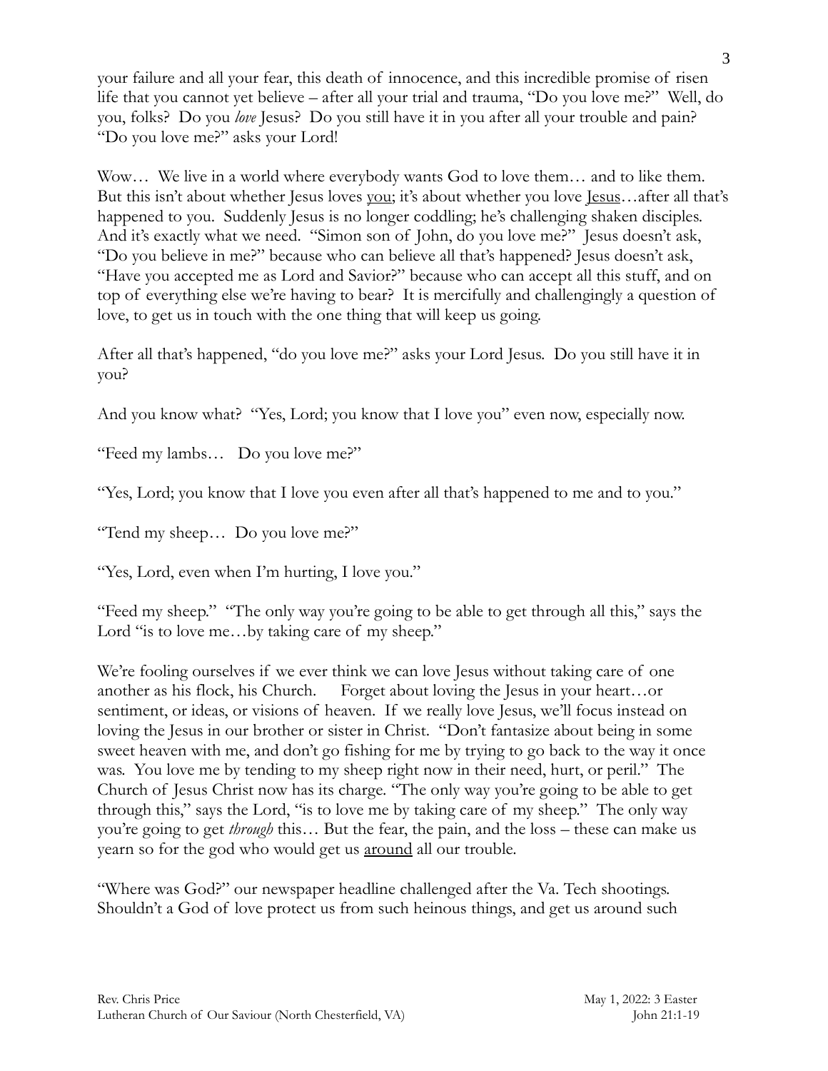your failure and all your fear, this death of innocence, and this incredible promise of risen life that you cannot yet believe – after all your trial and trauma, "Do you love me?" Well, do you, folks? Do you *love* Jesus? Do you still have it in you after all your trouble and pain? "Do you love me?" asks your Lord!

Wow… We live in a world where everybody wants God to love them… and to like them. But this isn't about whether Jesus loves <u>you</u>; it's about whether you love <u>Jesus</u>…after all that's happened to you. Suddenly Jesus is no longer coddling; he's challenging shaken disciples. And it's exactly what we need. "Simon son of John, do you love me?" Jesus doesn't ask, "Do you believe in me?" because who can believe all that's happened? Jesus doesn't ask, "Have you accepted me as Lord and Savior?" because who can accept all this stuff, and on top of everything else we're having to bear? It is mercifully and challengingly a question of love, to get us in touch with the one thing that will keep us going.

After all that's happened, "do you love me?" asks your Lord Jesus. Do you still have it in you?

And you know what? "Yes, Lord; you know that I love you" even now, especially now.

"Feed my lambs… Do you love me?"

"Yes, Lord; you know that I love you even after all that's happened to me and to you."

"Tend my sheep… Do you love me?"

"Yes, Lord, even when I'm hurting, I love you."

"Feed my sheep." "The only way you're going to be able to get through all this," says the Lord "is to love me…by taking care of my sheep."

We're fooling ourselves if we ever think we can love Jesus without taking care of one another as his flock, his Church. Forget about loving the Jesus in your heart…or sentiment, or ideas, or visions of heaven. If we really love Jesus, we'll focus instead on loving the Jesus in our brother or sister in Christ. "Don't fantasize about being in some sweet heaven with me, and don't go fishing for me by trying to go back to the way it once was. You love me by tending to my sheep right now in their need, hurt, or peril." The Church of Jesus Christ now has its charge. "The only way you're going to be able to get through this," says the Lord, "is to love me by taking care of my sheep." The only way you're going to get *through* this… But the fear, the pain, and the loss – these can make us yearn so for the god who would get us <u>around</u> all our trouble.

"Where was God?" our newspaper headline challenged after the Va. Tech shootings. Shouldn't a God of love protect us from such heinous things, and get us around such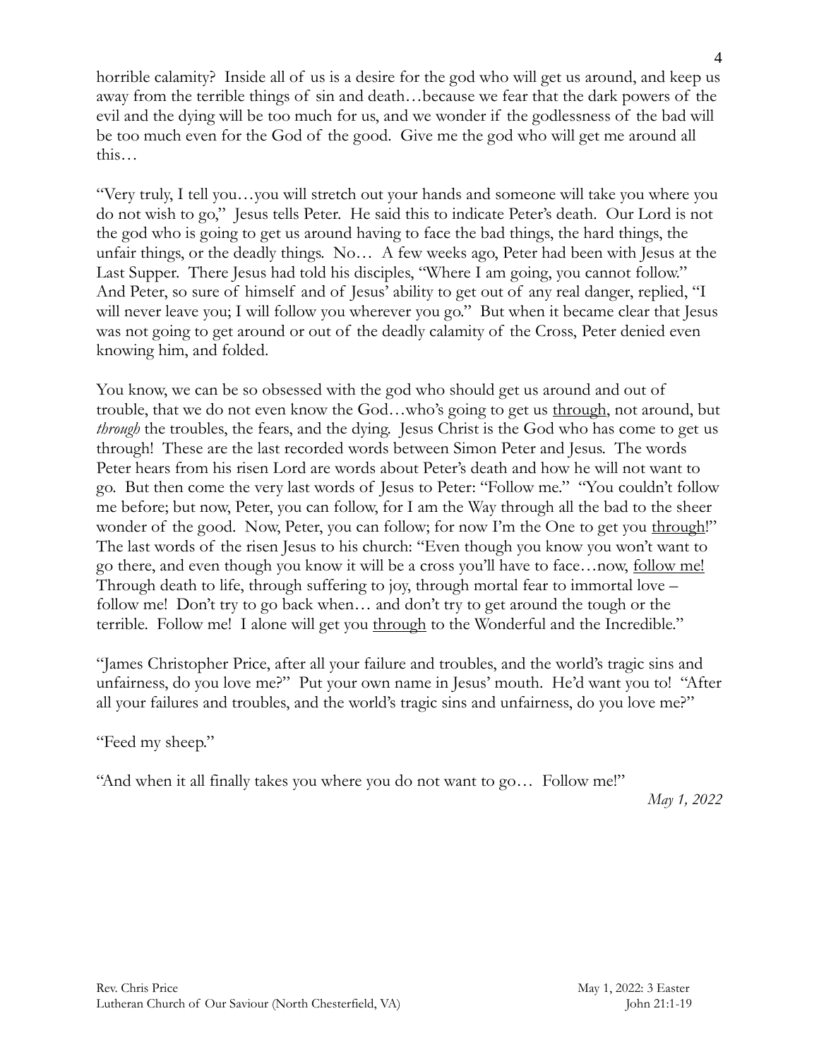horrible calamity? Inside all of us is a desire for the god who will get us around, and keep us away from the terrible things of sin and death…because we fear that the dark powers of the evil and the dying will be too much for us, and we wonder if the godlessness of the bad will be too much even for the God of the good. Give me the god who will get me around all this…

"Very truly, I tell you…you will stretch out your hands and someone will take you where you do not wish to go," Jesus tells Peter. He said this to indicate Peter's death. Our Lord is not the god who is going to get us around having to face the bad things, the hard things, the unfair things, or the deadly things. No… A few weeks ago, Peter had been with Jesus at the Last Supper. There Jesus had told his disciples, "Where I am going, you cannot follow." And Peter, so sure of himself and of Jesus' ability to get out of any real danger, replied, "I will never leave you; I will follow you wherever you go." But when it became clear that Jesus was not going to get around or out of the deadly calamity of the Cross, Peter denied even knowing him, and folded.

You know, we can be so obsessed with the god who should get us around and out of trouble, that we do not even know the God…who's going to get us <u>through</u>, not around, but *through* the troubles, the fears, and the dying. Jesus Christ is the God who has come to get us through! These are the last recorded words between Simon Peter and Jesus. The words Peter hears from his risen Lord are words about Peter's death and how he will not want to go. But then come the very last words of Jesus to Peter: "Follow me." "You couldn't follow me before; but now, Peter, you can follow, for I am the Way through all the bad to the sheer wonder of the good. Now, Peter, you can follow; for now I'm the One to get you <u>through</u>!" The last words of the risen Jesus to his church: "Even though you know you won't want to go there, and even though you know it will be a cross you'll have to face…now, <u>follow me!</u> Through death to life, through suffering to joy, through mortal fear to immortal love – follow me! Don't try to go back when… and don't try to get around the tough or the terrible. Follow me! I alone will get you <u>through</u> to the Wonderful and the Incredible."

"James Christopher Price, after all your failure and troubles, and the world's tragic sins and unfairness, do you love me?" Put your own name in Jesus' mouth. He'd want you to! "After all your failures and troubles, and the world's tragic sins and unfairness, do you love me?"

"Feed my sheep."

"And when it all finally takes you where you do not want to go… Follow me!"

*May 1, 2022*

Rev. Chris Price — May 1, 2022: 3 Easter
Lutheran Church of Our Saviour (North Chesterfield, VA) — John 21:1-19